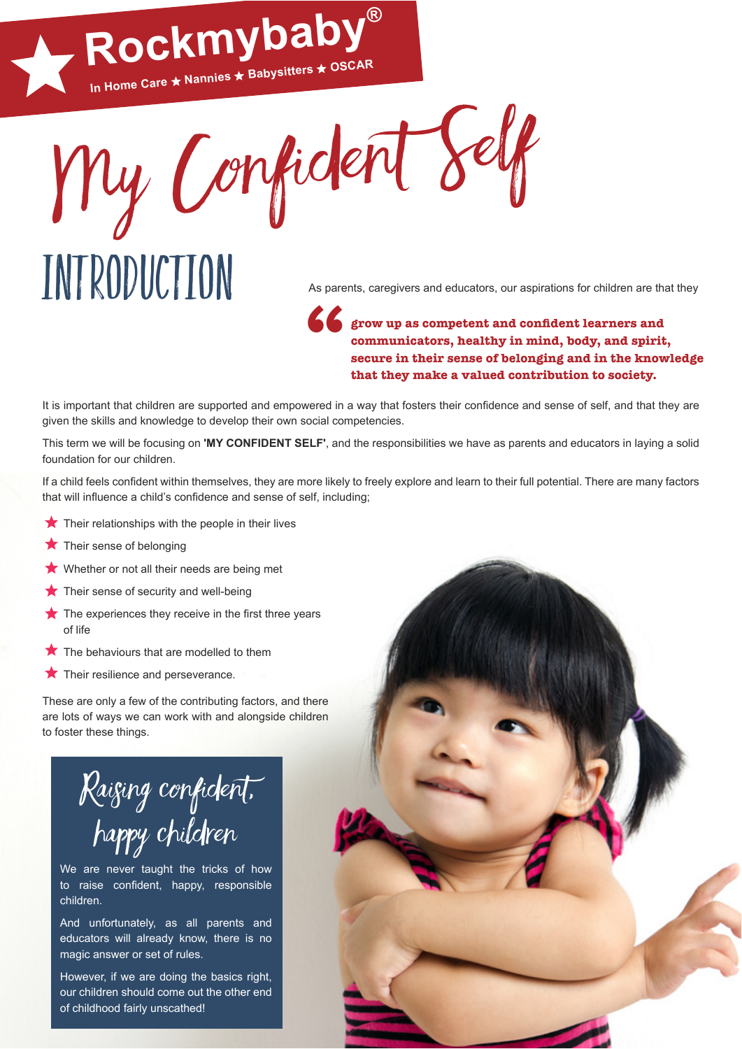**Rockmybaby®**

In Home Care ★ Nannies ★ Babysitters ★ OSCAR

# My Confident Self

## INTRODUCTION

As parents, caregivers and educators, our aspirations for children are that they

> **grow up as competent and confident learners and communicators, healthy in mind, body, and spirit, secure in their sense of belonging and in the knowledge that they make a valued contribution to society.**

It is important that children are supported and empowered in a way that fosters their confidence and sense of self, and that they are given the skills and knowledge to develop their own social competencies.

This term we will be focusing on **'MY CONFIDENT SELF'**, and the responsibilities we have as parents and educators in laying a solid foundation for our children.

If a child feels confident within themselves, they are more likely to freely explore and learn to their full potential. There are many factors that will influence a child's confidence and sense of self, including;

- Their relationships with the people in their lives
- Their sense of belonging
- Whether or not all their needs are being met
- Their sense of security and well-being
- The experiences they receive in the first three years of life
- The behaviours that are modelled to them
- Their resilience and perseverance.

These are only a few of the contributing factors, and there are lots of ways we can work with and alongside children to foster these things.

### Raising confident, happy children

We are never taught the tricks of how to raise confident, happy, responsible children.

And unfortunately, as all parents and educators will already know, there is no magic answer or set of rules.

However, if we are doing the basics right, our children should come out the other end of childhood fairly unscathed!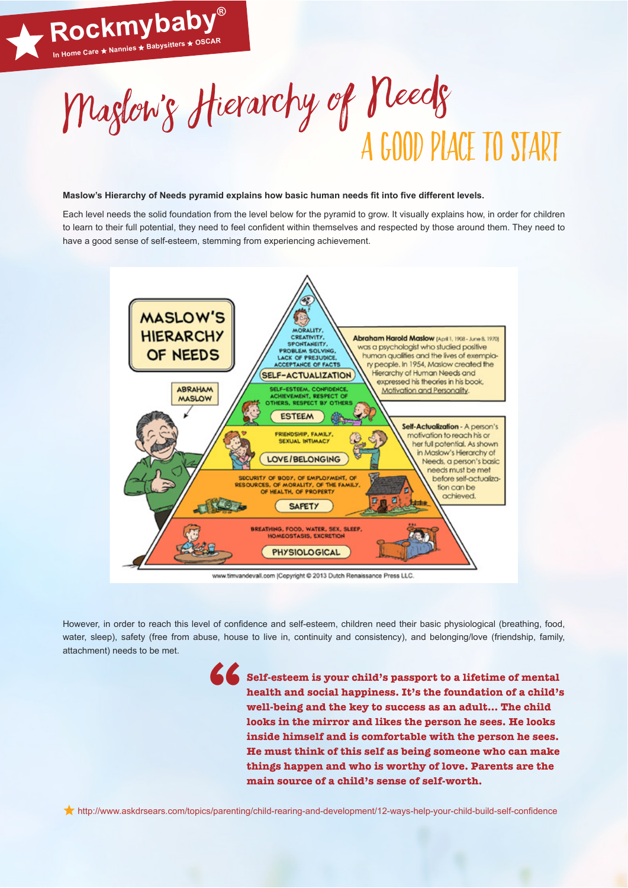# Maslow's Hierarchy of Needs

## A GOOD PLACE TO START

**Maslow's Hierarchy of Needs pyramid explains how basic human needs fit into five different levels.**

Each level needs the solid foundation from the level below for the pyramid to grow. It visually explains how, in order for children to learn to their full potential, they need to feel confident within themselves and respected by those around them. They need to have a good sense of self-esteem, stemming from experiencing achievement.

MASLOW'S HIERARCHY OF NEEDS

ABRAHAM MASLOW

MORALITY, CREATIVITY, SPONTANEITY, PROBLEM SOLVING, LACK OF PREJUDICE, ACCEPTANCE OF FACTS

SELF-ACTUALIZATION

SELF-ESTEEM, CONFIDENCE, ACHIEVEMENT, RESPECT OF OTHERS, RESPECT BY OTHERS

ESTEEM

FRIENDSHIP, FAMILY, SEXUAL INTIMACY

LOVE/BELONGING

SECURITY OF BODY, OF EMPLOYMENT, OF RESOURCES, OF MORALITY, OF THE FAMILY, OF HEALTH, OF PROPERTY

SAFETY

BREATHING, FOOD, WATER, SEX, SLEEP, HOMEOSTASIS, EXCRETION

PHYSIOLOGICAL

**Abraham Harold Maslow** (April 1, 1908 - June 8, 1970) was a psychologist who studied positive human qualities and the lives of exemplary people. In 1954, Maslow created the Hierarchy of Human Needs and expressed his theories in his book, Motivation and Personality.

**Self-Actualization** - A person's motivation to reach his or her full potential. As shown in Maslow's Hierarchy of Needs, a person's basic needs must be met before self-actualization can be achieved.

www.timvandevall.com |Copyright © 2013 Dutch Renaissance Press LLC.

However, in order to reach this level of confidence and self-esteem, children need their basic physiological (breathing, food, water, sleep), safety (free from abuse, house to live in, continuity and consistency), and belonging/love (friendship, family, attachment) needs to be met.

> **Self-esteem is your child's passport to a lifetime of mental health and social happiness. It's the foundation of a child's well-being and the key to success as an adult... The child looks in the mirror and likes the person he sees. He looks inside himself and is comfortable with the person he sees. He must think of this self as being someone who can make things happen and who is worthy of love. Parents are the main source of a child's sense of self-worth.**

★ http://www.askdrsears.com/topics/parenting/child-rearing-and-development/12-ways-help-your-child-build-self-confidence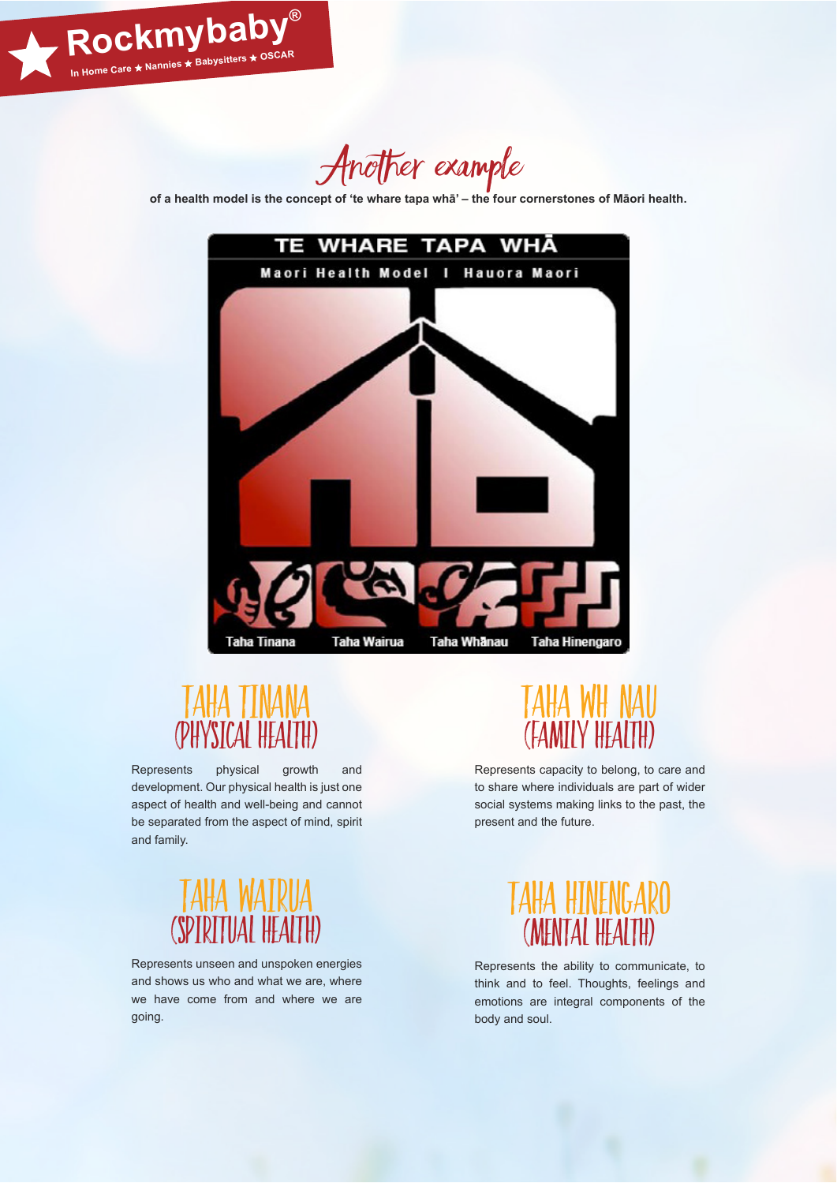## Another example

**of a health model is the concept of 'te whare tapa whā' – the four cornerstones of Māori health.**

TE WHARE TAPA WHĀ

Maori Health Model | Hauora Maori

Taha Tinana

Taha Wairua

Taha Whānau

Taha Hinengaro

### TAHA TINANA (PHYSICAL HEALTH)

Represents physical growth and development. Our physical health is just one aspect of health and well-being and cannot be separated from the aspect of mind, spirit and family.

### TAHA WAIRUA (SPIRITUAL HEALTH)

Represents unseen and unspoken energies and shows us who and what we are, where we have come from and where we are going.

### TAHA WH NAU (FAMILY HEALTH)

Represents capacity to belong, to care and to share where individuals are part of wider social systems making links to the past, the present and the future.

### TAHA HINENGARO (MENTAL HEALTH)

Represents the ability to communicate, to think and to feel. Thoughts, feelings and emotions are integral components of the body and soul.